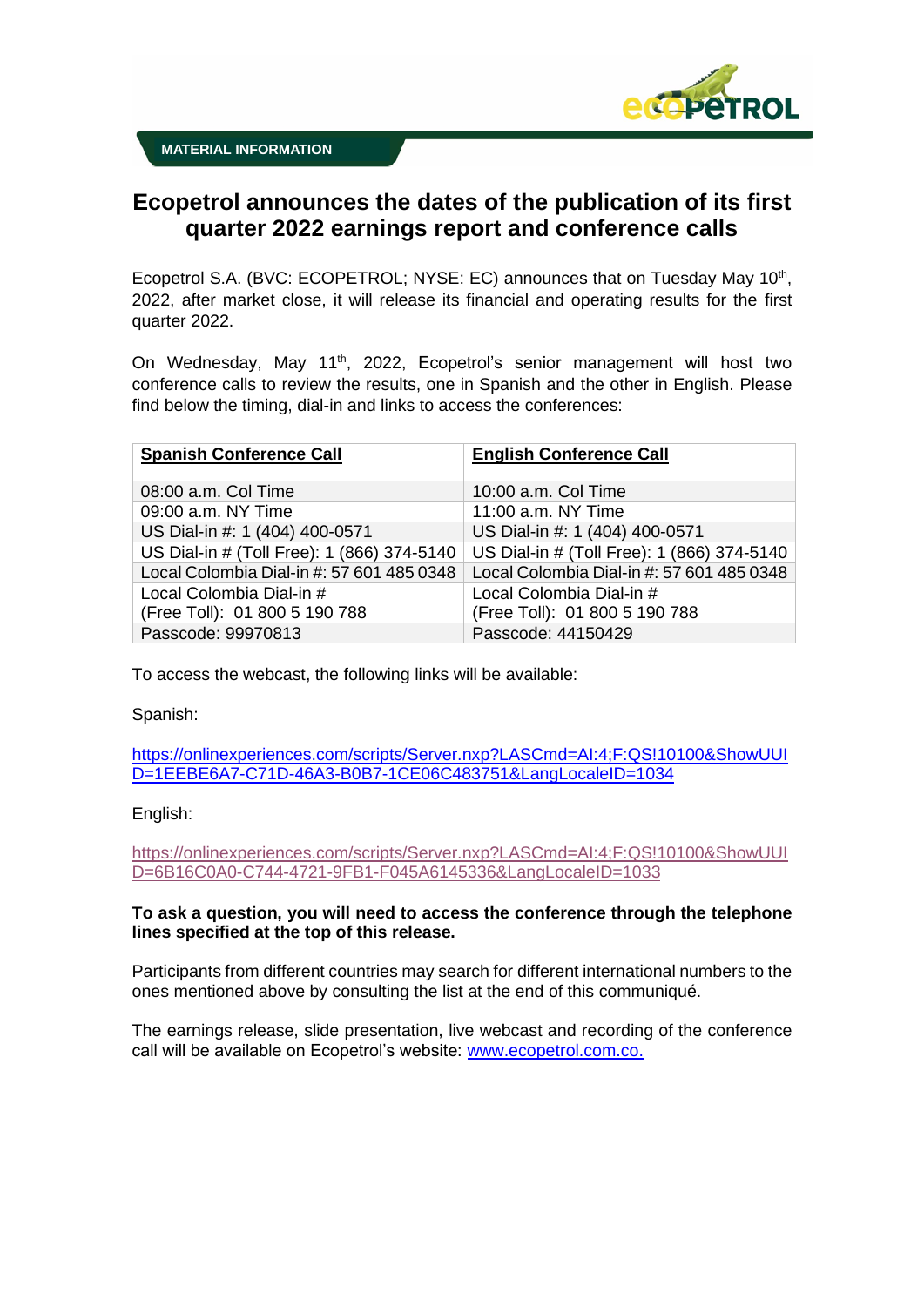MATERIAL INFORMATION

# Ecopetrol announces the dates of the publication of its first quarter 2022 earnings report and conference calls

Ecopetrol S.A. (BVC: ECOPETROL; NYSE: EC) announces that on Tuesday May 10th, 2022, after market close, it will release its financial and operating results for the first quarter 2022.

On Wednesday, May 11th, 2022, Ecopetrol's senior management will host two conference calls to review the results, one in Spanish and the other in English. Please find below the timing, dial-in and links to access the conferences:

| Spanish Conference Call | English Conference Call |
|---|---|
| 08:00 a.m. Col Time | 10:00 a.m. Col Time |
| 09:00 a.m. NY Time | 11:00 a.m. NY Time |
| US Dial-in #: 1 (404) 400-0571 | US Dial-in #: 1 (404) 400-0571 |
| US Dial-in # (Toll Free): 1 (866) 374-5140 | US Dial-in # (Toll Free): 1 (866) 374-5140 |
| Local Colombia Dial-in #: 57 601 485 0348 | Local Colombia Dial-in #: 57 601 485 0348 |
| Local Colombia Dial-in # (Free Toll): 01 800 5 190 788 | Local Colombia Dial-in # (Free Toll): 01 800 5 190 788 |
| Passcode: 99970813 | Passcode: 44150429 |

To access the webcast, the following links will be available:

Spanish:

https://onlinexperiences.com/scripts/Server.nxp?LASCmd=AI:4;F:QS!10100&ShowUUID=1EEBE6A7-C71D-46A3-B0B7-1CE06C483751&LangLocaleID=1034

English:

https://onlinexperiences.com/scripts/Server.nxp?LASCmd=AI:4;F:QS!10100&ShowUUID=6B16C0A0-C744-4721-9FB1-F045A6145336&LangLocaleID=1033

**To ask a question, you will need to access the conference through the telephone lines specified at the top of this release.**

Participants from different countries may search for different international numbers to the ones mentioned above by consulting the list at the end of this communiqué.

The earnings release, slide presentation, live webcast and recording of the conference call will be available on Ecopetrol's website: www.ecopetrol.com.co.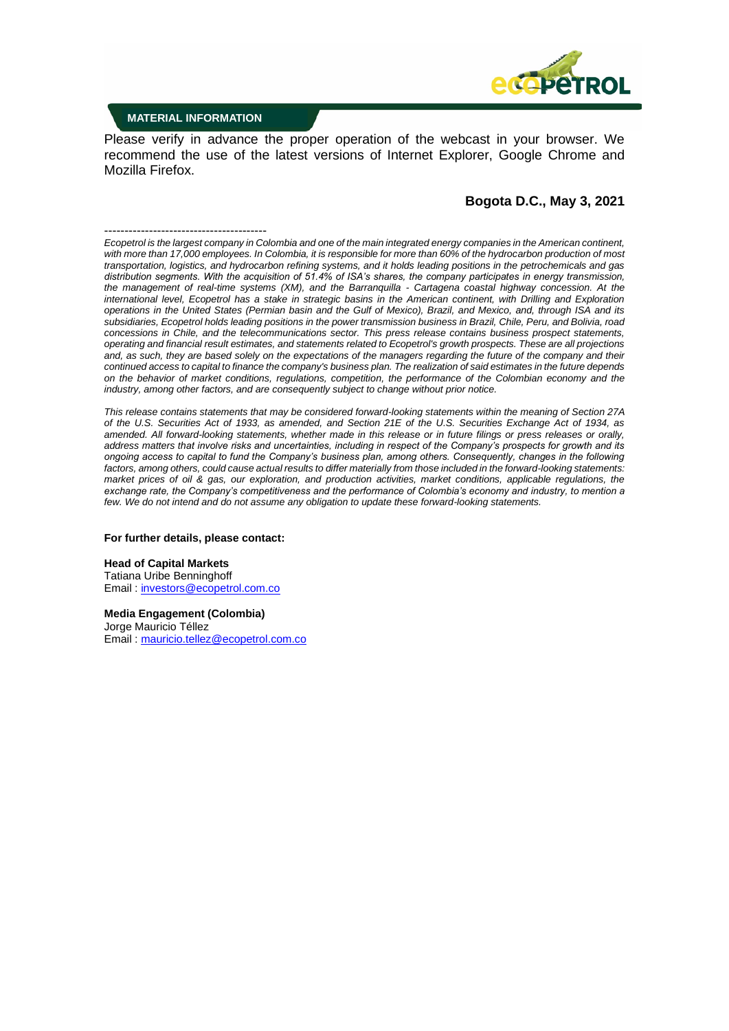**MATERIAL INFORMATION**

Please verify in advance the proper operation of the webcast in your browser. We recommend the use of the latest versions of Internet Explorer, Google Chrome and Mozilla Firefox.

**Bogota D.C., May 3, 2021**

----------------------------------------

*Ecopetrol is the largest company in Colombia and one of the main integrated energy companies in the American continent, with more than 17,000 employees. In Colombia, it is responsible for more than 60% of the hydrocarbon production of most transportation, logistics, and hydrocarbon refining systems, and it holds leading positions in the petrochemicals and gas distribution segments. With the acquisition of 51.4% of ISA's shares, the company participates in energy transmission, the management of real-time systems (XM), and the Barranquilla - Cartagena coastal highway concession. At the international level, Ecopetrol has a stake in strategic basins in the American continent, with Drilling and Exploration operations in the United States (Permian basin and the Gulf of Mexico), Brazil, and Mexico, and, through ISA and its subsidiaries, Ecopetrol holds leading positions in the power transmission business in Brazil, Chile, Peru, and Bolivia, road concessions in Chile, and the telecommunications sector. This press release contains business prospect statements, operating and financial result estimates, and statements related to Ecopetrol's growth prospects. These are all projections and, as such, they are based solely on the expectations of the managers regarding the future of the company and their continued access to capital to finance the company's business plan. The realization of said estimates in the future depends on the behavior of market conditions, regulations, competition, the performance of the Colombian economy and the industry, among other factors, and are consequently subject to change without prior notice.*

*This release contains statements that may be considered forward-looking statements within the meaning of Section 27A of the U.S. Securities Act of 1933, as amended, and Section 21E of the U.S. Securities Exchange Act of 1934, as amended. All forward-looking statements, whether made in this release or in future filings or press releases or orally, address matters that involve risks and uncertainties, including in respect of the Company's prospects for growth and its ongoing access to capital to fund the Company's business plan, among others. Consequently, changes in the following factors, among others, could cause actual results to differ materially from those included in the forward-looking statements: market prices of oil & gas, our exploration, and production activities, market conditions, applicable regulations, the exchange rate, the Company's competitiveness and the performance of Colombia's economy and industry, to mention a few. We do not intend and do not assume any obligation to update these forward-looking statements.*

**For further details, please contact:**

**Head of Capital Markets**
Tatiana Uribe Benninghoff
Email : investors@ecopetrol.com.co

**Media Engagement (Colombia)**
Jorge Mauricio Téllez
Email : mauricio.tellez@ecopetrol.com.co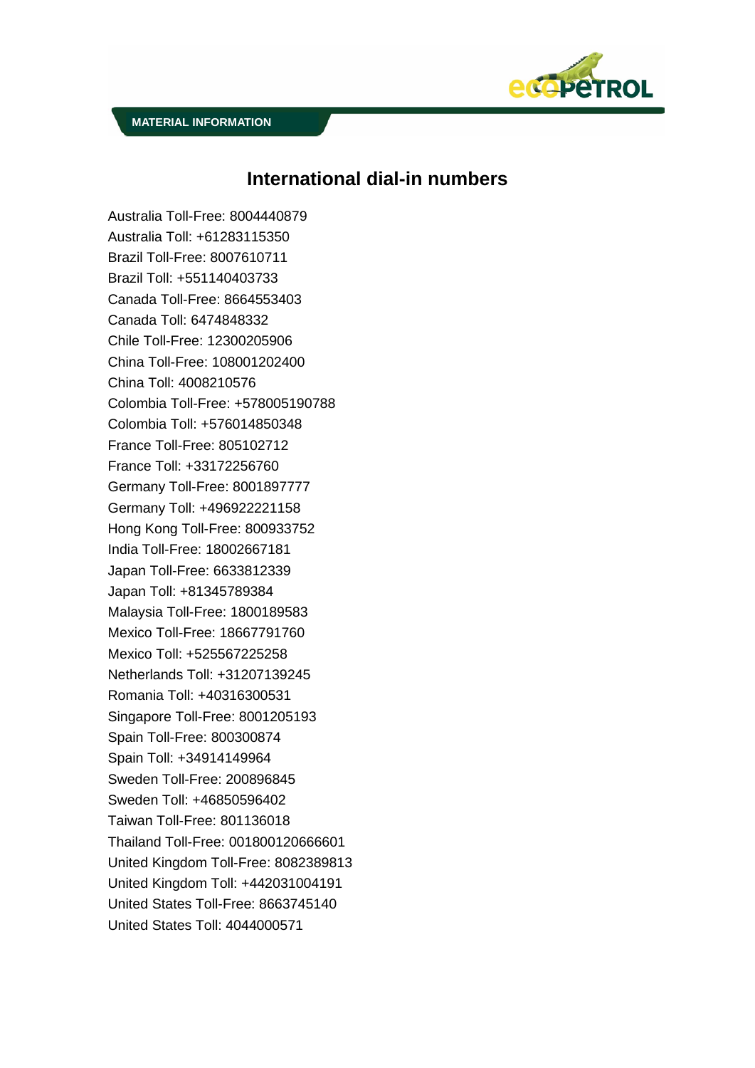MATERIAL INFORMATION

## International dial-in numbers

Australia Toll-Free: 8004440879
Australia Toll: +61283115350
Brazil Toll-Free: 8007610711
Brazil Toll: +551140403733
Canada Toll-Free: 8664553403
Canada Toll: 6474848332
Chile Toll-Free: 12300205906
China Toll-Free: 108001202400
China Toll: 4008210576
Colombia Toll-Free: +578005190788
Colombia Toll: +576014850348
France Toll-Free: 805102712
France Toll: +33172256760
Germany Toll-Free: 8001897777
Germany Toll: +496922221158
Hong Kong Toll-Free: 800933752
India Toll-Free: 18002667181
Japan Toll-Free: 6633812339
Japan Toll: +81345789384
Malaysia Toll-Free: 1800189583
Mexico Toll-Free: 18667791760
Mexico Toll: +525567225258
Netherlands Toll: +31207139245
Romania Toll: +40316300531
Singapore Toll-Free: 8001205193
Spain Toll-Free: 800300874
Spain Toll: +34914149964
Sweden Toll-Free: 200896845
Sweden Toll: +46850596402
Taiwan Toll-Free: 801136018
Thailand Toll-Free: 001800120666601
United Kingdom Toll-Free: 8082389813
United Kingdom Toll: +442031004191
United States Toll-Free: 8663745140
United States Toll: 4044000571